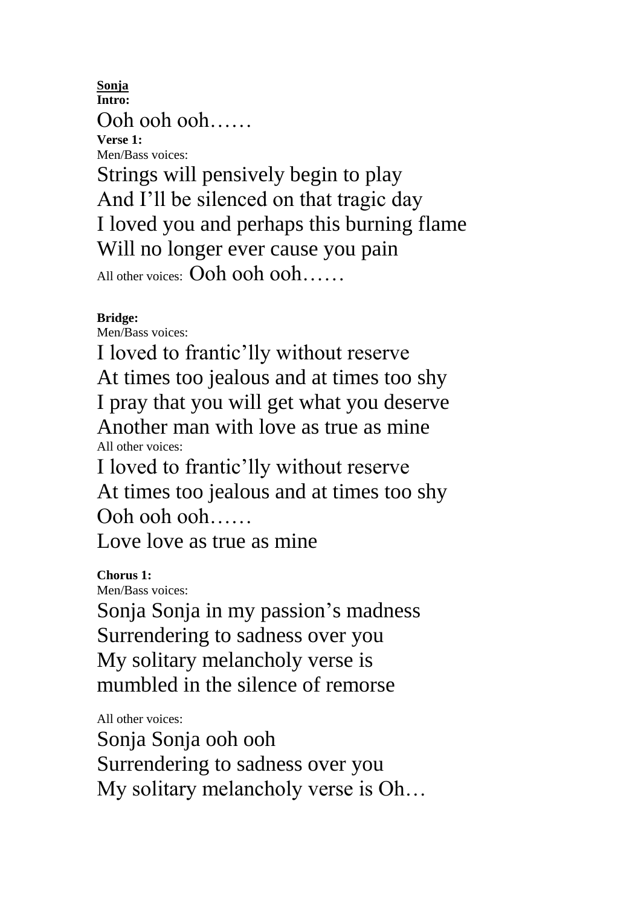**<u>Sonja</u>**
**Intro:**

Ooh ooh ooh……

**Verse 1:**
Men/Bass voices:

Strings will pensively begin to play
And I'll be silenced on that tragic day
I loved you and perhaps this burning flame
Will no longer ever cause you pain

All other voices: Ooh ooh ooh……

**Bridge:**
Men/Bass voices:

I loved to frantic'lly without reserve
At times too jealous and at times too shy
I pray that you will get what you deserve
Another man with love as true as mine

All other voices:

I loved to frantic'lly without reserve
At times too jealous and at times too shy
Ooh ooh ooh……
Love love as true as mine

**Chorus 1:**
Men/Bass voices:

Sonja Sonja in my passion's madness
Surrendering to sadness over you
My solitary melancholy verse is
mumbled in the silence of remorse

All other voices:

Sonja Sonja ooh ooh
Surrendering to sadness over you
My solitary melancholy verse is Oh…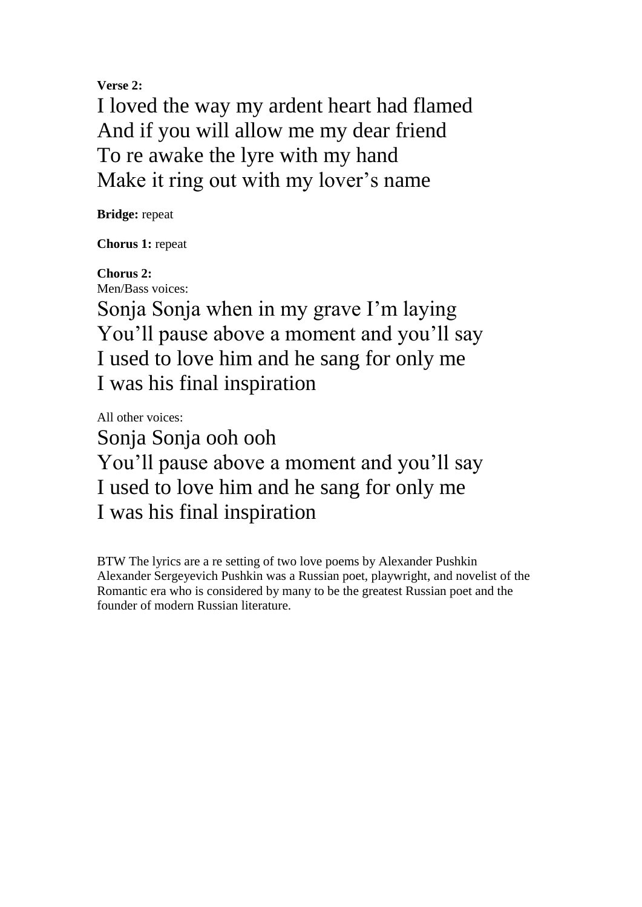**Verse 2:**

I loved the way my ardent heart had flamed
And if you will allow me my dear friend
To re awake the lyre with my hand
Make it ring out with my lover's name

**Bridge:** repeat

**Chorus 1:** repeat

**Chorus 2:**
Men/Bass voices:

Sonja Sonja when in my grave I'm laying
You'll pause above a moment and you'll say
I used to love him and he sang for only me
I was his final inspiration

All other voices:

Sonja Sonja ooh ooh
You'll pause above a moment and you'll say
I used to love him and he sang for only me
I was his final inspiration

BTW The lyrics are a re setting of two love poems by Alexander Pushkin
Alexander Sergeyevich Pushkin was a Russian poet, playwright, and novelist of the Romantic era who is considered by many to be the greatest Russian poet and the founder of modern Russian literature.